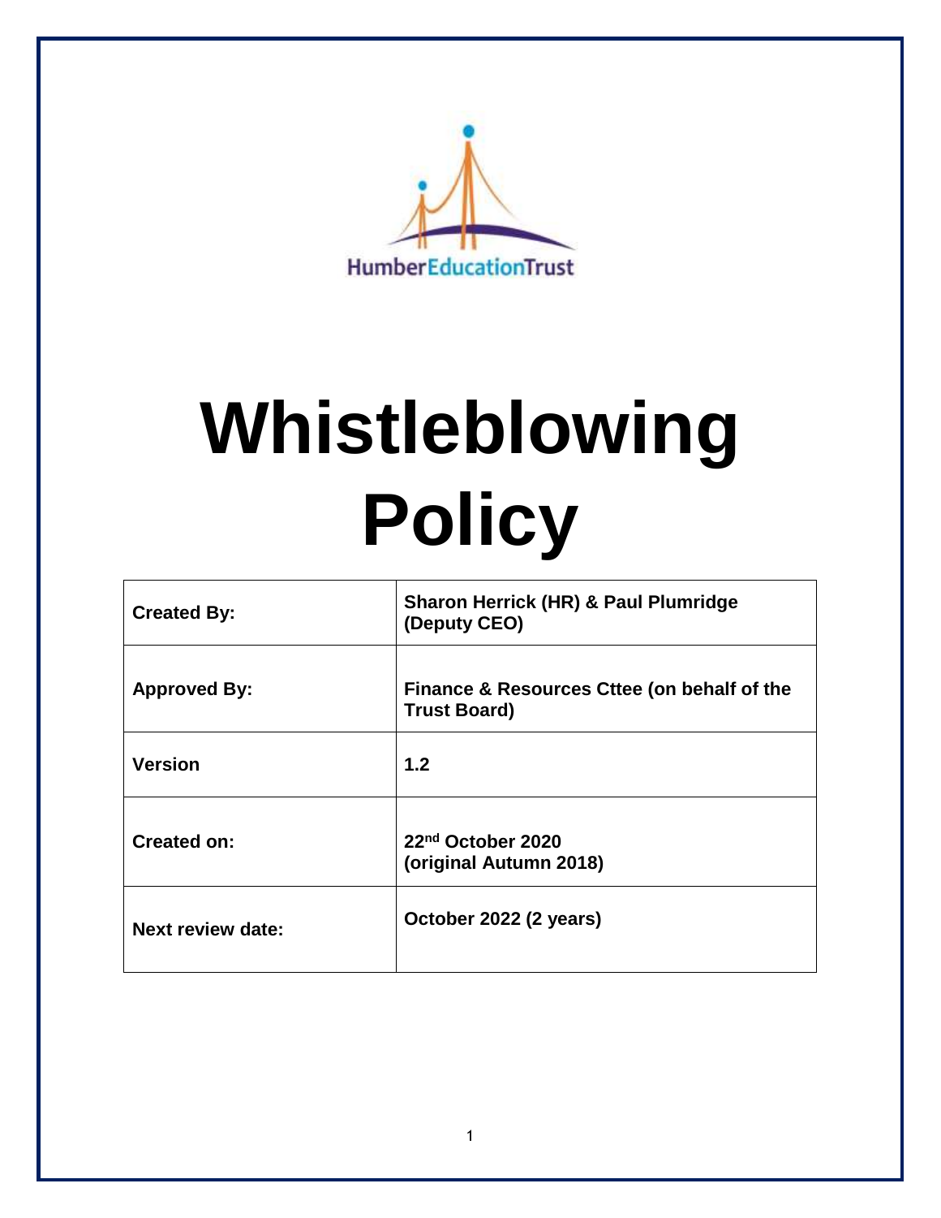HumberEducationTrust

# Whistleblowing Policy

| | |
|---|---|
| **Created By:** | **Sharon Herrick (HR) & Paul Plumridge (Deputy CEO)** |
| **Approved By:** | **Finance & Resources Cttee (on behalf of the Trust Board)** |
| **Version** | **1.2** |
| **Created on:** | **22nd October 2020 (original Autumn 2018)** |
| **Next review date:** | **October 2022 (2 years)** |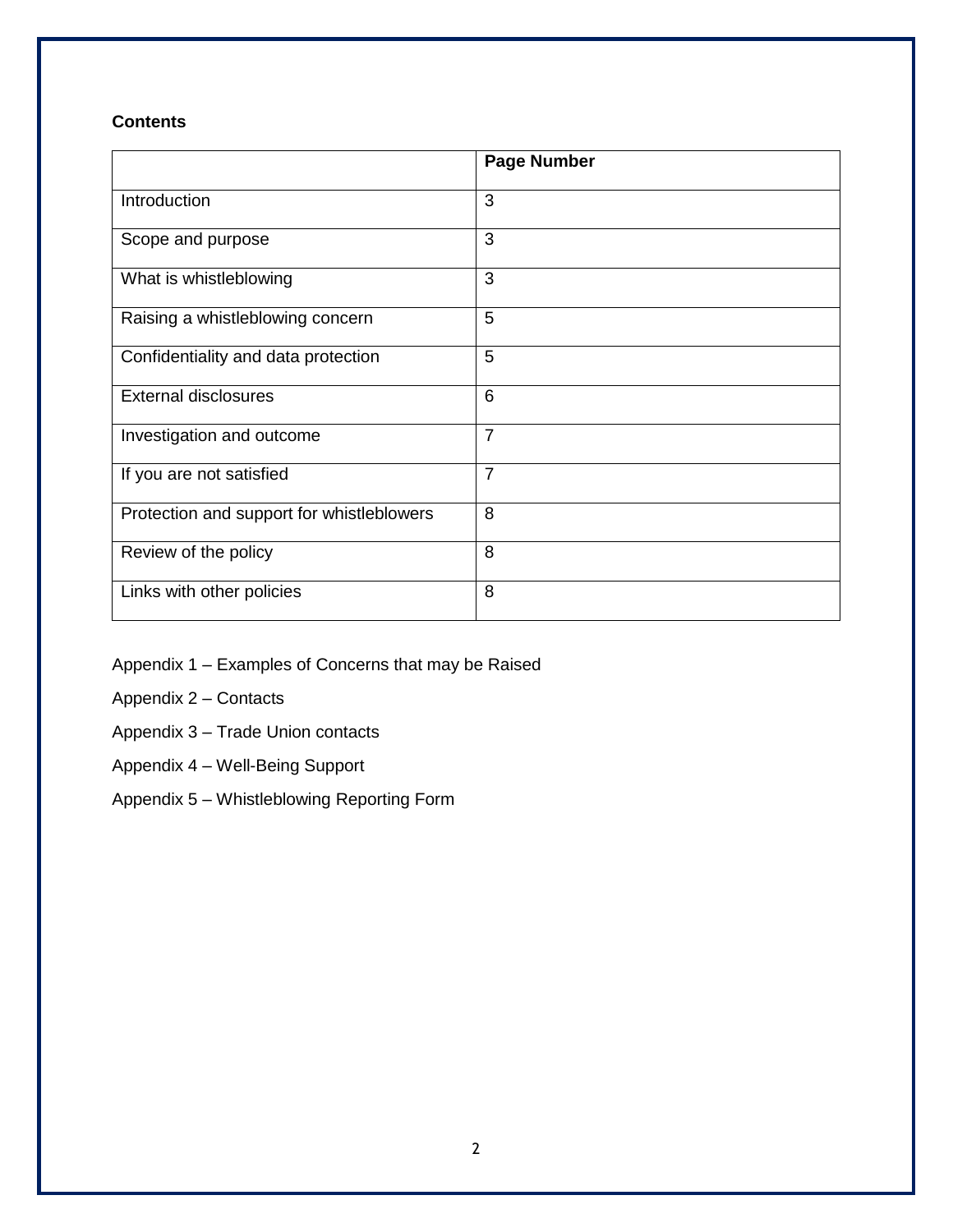**Contents**

| | Page Number |
|---|---|
| Introduction | 3 |
| Scope and purpose | 3 |
| What is whistleblowing | 3 |
| Raising a whistleblowing concern | 5 |
| Confidentiality and data protection | 5 |
| External disclosures | 6 |
| Investigation and outcome | 7 |
| If you are not satisfied | 7 |
| Protection and support for whistleblowers | 8 |
| Review of the policy | 8 |
| Links with other policies | 8 |

Appendix 1 – Examples of Concerns that may be Raised

Appendix 2 – Contacts

Appendix 3 – Trade Union contacts

Appendix 4 – Well-Being Support

Appendix 5 – Whistleblowing Reporting Form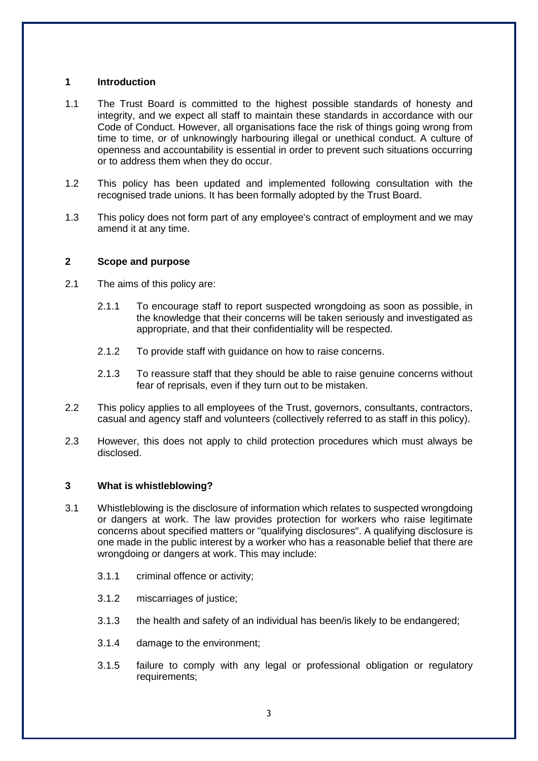## 1 Introduction

1.1 The Trust Board is committed to the highest possible standards of honesty and integrity, and we expect all staff to maintain these standards in accordance with our Code of Conduct. However, all organisations face the risk of things going wrong from time to time, or of unknowingly harbouring illegal or unethical conduct. A culture of openness and accountability is essential in order to prevent such situations occurring or to address them when they do occur.

1.2 This policy has been updated and implemented following consultation with the recognised trade unions. It has been formally adopted by the Trust Board.

1.3 This policy does not form part of any employee's contract of employment and we may amend it at any time.

## 2 Scope and purpose

2.1 The aims of this policy are:

2.1.1 To encourage staff to report suspected wrongdoing as soon as possible, in the knowledge that their concerns will be taken seriously and investigated as appropriate, and that their confidentiality will be respected.

2.1.2 To provide staff with guidance on how to raise concerns.

2.1.3 To reassure staff that they should be able to raise genuine concerns without fear of reprisals, even if they turn out to be mistaken.

2.2 This policy applies to all employees of the Trust, governors, consultants, contractors, casual and agency staff and volunteers (collectively referred to as staff in this policy).

2.3 However, this does not apply to child protection procedures which must always be disclosed.

## 3 What is whistleblowing?

3.1 Whistleblowing is the disclosure of information which relates to suspected wrongdoing or dangers at work. The law provides protection for workers who raise legitimate concerns about specified matters or "qualifying disclosures". A qualifying disclosure is one made in the public interest by a worker who has a reasonable belief that there are wrongdoing or dangers at work. This may include:

3.1.1 criminal offence or activity;

3.1.2 miscarriages of justice;

3.1.3 the health and safety of an individual has been/is likely to be endangered;

3.1.4 damage to the environment;

3.1.5 failure to comply with any legal or professional obligation or regulatory requirements;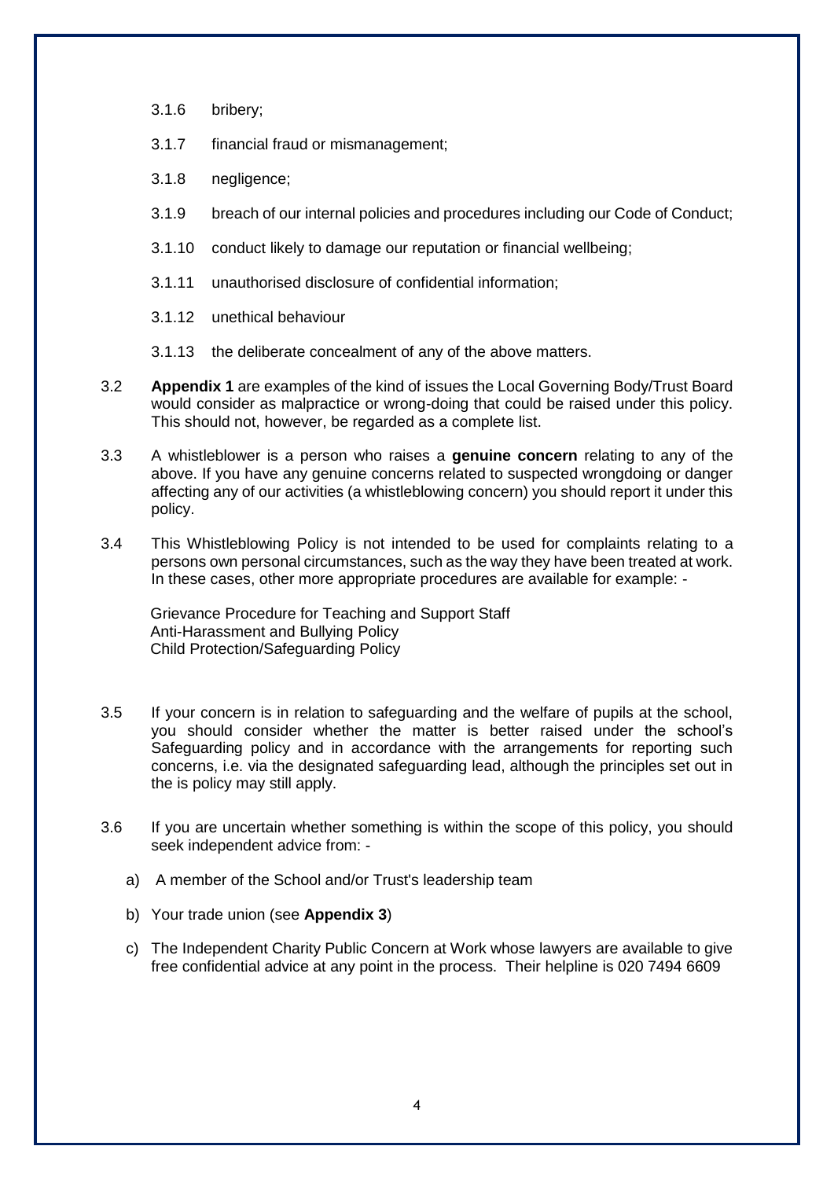3.1.6 bribery;

3.1.7 financial fraud or mismanagement;

3.1.8 negligence;

3.1.9 breach of our internal policies and procedures including our Code of Conduct;

3.1.10 conduct likely to damage our reputation or financial wellbeing;

3.1.11 unauthorised disclosure of confidential information;

3.1.12 unethical behaviour

3.1.13 the deliberate concealment of any of the above matters.

3.2 **Appendix 1** are examples of the kind of issues the Local Governing Body/Trust Board would consider as malpractice or wrong-doing that could be raised under this policy. This should not, however, be regarded as a complete list.

3.3 A whistleblower is a person who raises a **genuine concern** relating to any of the above. If you have any genuine concerns related to suspected wrongdoing or danger affecting any of our activities (a whistleblowing concern) you should report it under this policy.

3.4 This Whistleblowing Policy is not intended to be used for complaints relating to a persons own personal circumstances, such as the way they have been treated at work. In these cases, other more appropriate procedures are available for example: -

Grievance Procedure for Teaching and Support Staff
Anti-Harassment and Bullying Policy
Child Protection/Safeguarding Policy

3.5 If your concern is in relation to safeguarding and the welfare of pupils at the school, you should consider whether the matter is better raised under the school's Safeguarding policy and in accordance with the arrangements for reporting such concerns, i.e. via the designated safeguarding lead, although the principles set out in the is policy may still apply.

3.6 If you are uncertain whether something is within the scope of this policy, you should seek independent advice from: -

a) A member of the School and/or Trust's leadership team

b) Your trade union (see **Appendix 3**)

c) The Independent Charity Public Concern at Work whose lawyers are available to give free confidential advice at any point in the process. Their helpline is 020 7494 6609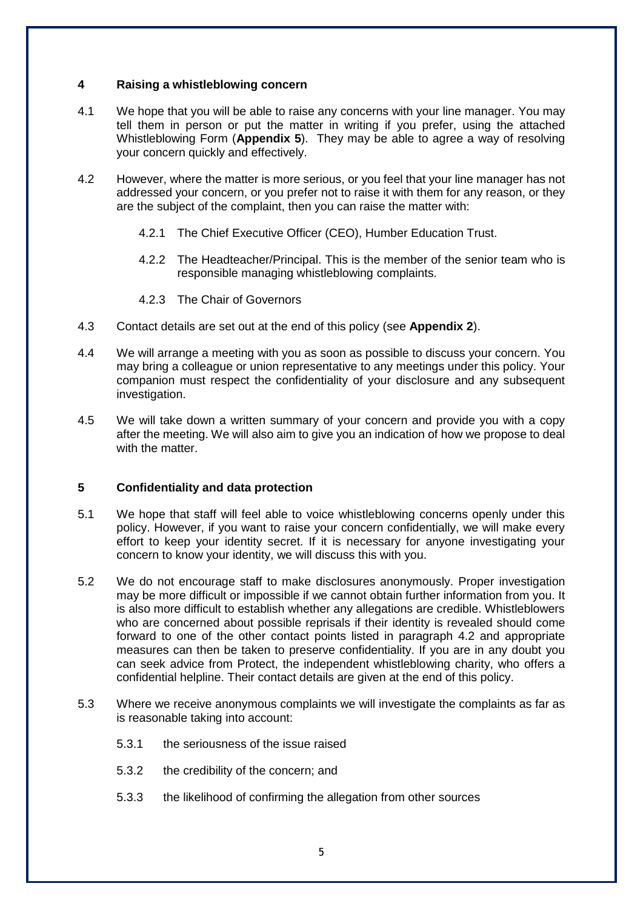## 4 Raising a whistleblowing concern

4.1 We hope that you will be able to raise any concerns with your line manager. You may tell them in person or put the matter in writing if you prefer, using the attached Whistleblowing Form (**Appendix 5**). They may be able to agree a way of resolving your concern quickly and effectively.

4.2 However, where the matter is more serious, or you feel that your line manager has not addressed your concern, or you prefer not to raise it with them for any reason, or they are the subject of the complaint, then you can raise the matter with:

- 4.2.1 The Chief Executive Officer (CEO), Humber Education Trust.
- 4.2.2 The Headteacher/Principal. This is the member of the senior team who is responsible managing whistleblowing complaints.
- 4.2.3 The Chair of Governors

4.3 Contact details are set out at the end of this policy (see **Appendix 2**).

4.4 We will arrange a meeting with you as soon as possible to discuss your concern. You may bring a colleague or union representative to any meetings under this policy. Your companion must respect the confidentiality of your disclosure and any subsequent investigation.

4.5 We will take down a written summary of your concern and provide you with a copy after the meeting. We will also aim to give you an indication of how we propose to deal with the matter.

## 5 Confidentiality and data protection

5.1 We hope that staff will feel able to voice whistleblowing concerns openly under this policy. However, if you want to raise your concern confidentially, we will make every effort to keep your identity secret. If it is necessary for anyone investigating your concern to know your identity, we will discuss this with you.

5.2 We do not encourage staff to make disclosures anonymously. Proper investigation may be more difficult or impossible if we cannot obtain further information from you. It is also more difficult to establish whether any allegations are credible. Whistleblowers who are concerned about possible reprisals if their identity is revealed should come forward to one of the other contact points listed in paragraph 4.2 and appropriate measures can then be taken to preserve confidentiality. If you are in any doubt you can seek advice from Protect, the independent whistleblowing charity, who offers a confidential helpline. Their contact details are given at the end of this policy.

5.3 Where we receive anonymous complaints we will investigate the complaints as far as is reasonable taking into account:

- 5.3.1 the seriousness of the issue raised
- 5.3.2 the credibility of the concern; and
- 5.3.3 the likelihood of confirming the allegation from other sources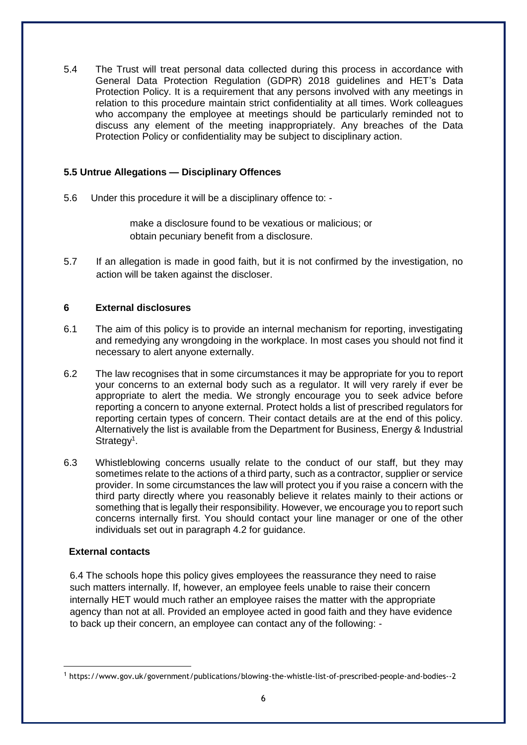5.4 The Trust will treat personal data collected during this process in accordance with General Data Protection Regulation (GDPR) 2018 guidelines and HET's Data Protection Policy. It is a requirement that any persons involved with any meetings in relation to this procedure maintain strict confidentiality at all times. Work colleagues who accompany the employee at meetings should be particularly reminded not to discuss any element of the meeting inappropriately. Any breaches of the Data Protection Policy or confidentiality may be subject to disciplinary action.

### 5.5 Untrue Allegations — Disciplinary Offences

5.6 Under this procedure it will be a disciplinary offence to: -

- make a disclosure found to be vexatious or malicious; or
- obtain pecuniary benefit from a disclosure.

5.7 If an allegation is made in good faith, but it is not confirmed by the investigation, no action will be taken against the discloser.

## 6 External disclosures

6.1 The aim of this policy is to provide an internal mechanism for reporting, investigating and remedying any wrongdoing in the workplace. In most cases you should not find it necessary to alert anyone externally.

6.2 The law recognises that in some circumstances it may be appropriate for you to report your concerns to an external body such as a regulator. It will very rarely if ever be appropriate to alert the media. We strongly encourage you to seek advice before reporting a concern to anyone external. Protect holds a list of prescribed regulators for reporting certain types of concern. Their contact details are at the end of this policy. Alternatively the list is available from the Department for Business, Energy & Industrial Strategy[1].

6.3 Whistleblowing concerns usually relate to the conduct of our staff, but they may sometimes relate to the actions of a third party, such as a contractor, supplier or service provider. In some circumstances the law will protect you if you raise a concern with the third party directly where you reasonably believe it relates mainly to their actions or something that is legally their responsibility. However, we encourage you to report such concerns internally first. You should contact your line manager or one of the other individuals set out in paragraph 4.2 for guidance.

### External contacts

6.4 The schools hope this policy gives employees the reassurance they need to raise such matters internally. If, however, an employee feels unable to raise their concern internally HET would much rather an employee raises the matter with the appropriate agency than not at all. Provided an employee acted in good faith and they have evidence to back up their concern, an employee can contact any of the following: -

---

[1] https://www.gov.uk/government/publications/blowing-the-whistle-list-of-prescribed-people-and-bodies--2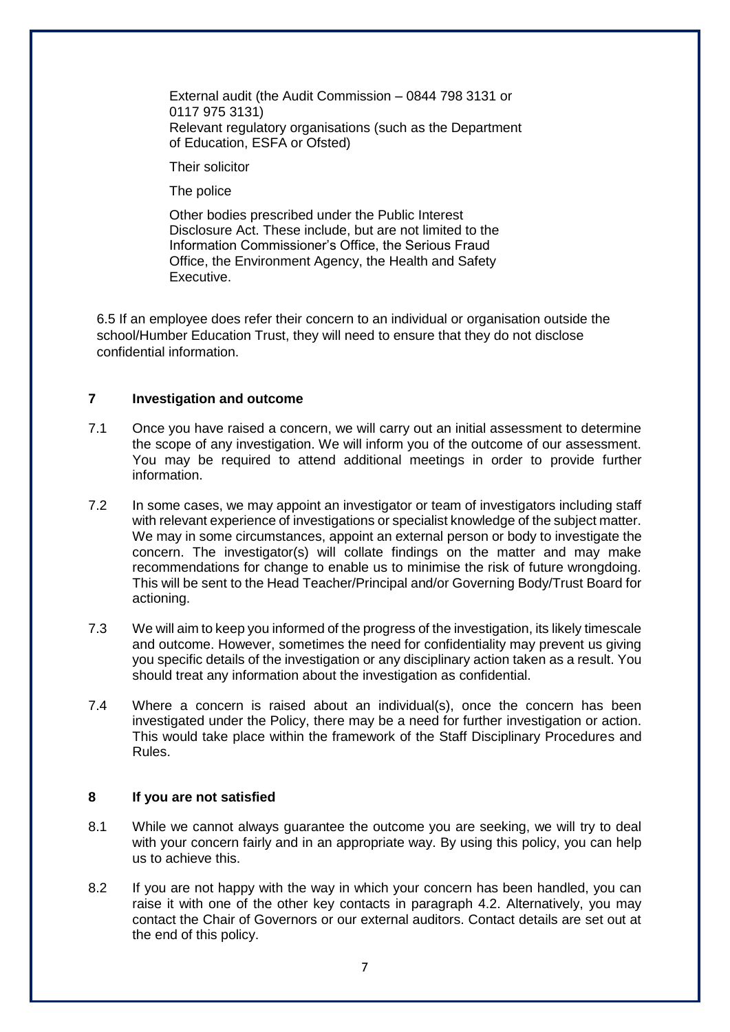External audit (the Audit Commission – 0844 798 3131 or 0117 975 3131)
Relevant regulatory organisations (such as the Department of Education, ESFA or Ofsted)

Their solicitor

The police

Other bodies prescribed under the Public Interest Disclosure Act. These include, but are not limited to the Information Commissioner's Office, the Serious Fraud Office, the Environment Agency, the Health and Safety Executive.

6.5 If an employee does refer their concern to an individual or organisation outside the school/Humber Education Trust, they will need to ensure that they do not disclose confidential information.

## 7 Investigation and outcome

7.1 Once you have raised a concern, we will carry out an initial assessment to determine the scope of any investigation. We will inform you of the outcome of our assessment. You may be required to attend additional meetings in order to provide further information.

7.2 In some cases, we may appoint an investigator or team of investigators including staff with relevant experience of investigations or specialist knowledge of the subject matter. We may in some circumstances, appoint an external person or body to investigate the concern. The investigator(s) will collate findings on the matter and may make recommendations for change to enable us to minimise the risk of future wrongdoing. This will be sent to the Head Teacher/Principal and/or Governing Body/Trust Board for actioning.

7.3 We will aim to keep you informed of the progress of the investigation, its likely timescale and outcome. However, sometimes the need for confidentiality may prevent us giving you specific details of the investigation or any disciplinary action taken as a result. You should treat any information about the investigation as confidential.

7.4 Where a concern is raised about an individual(s), once the concern has been investigated under the Policy, there may be a need for further investigation or action. This would take place within the framework of the Staff Disciplinary Procedures and Rules.

## 8 If you are not satisfied

8.1 While we cannot always guarantee the outcome you are seeking, we will try to deal with your concern fairly and in an appropriate way. By using this policy, you can help us to achieve this.

8.2 If you are not happy with the way in which your concern has been handled, you can raise it with one of the other key contacts in paragraph 4.2. Alternatively, you may contact the Chair of Governors or our external auditors. Contact details are set out at the end of this policy.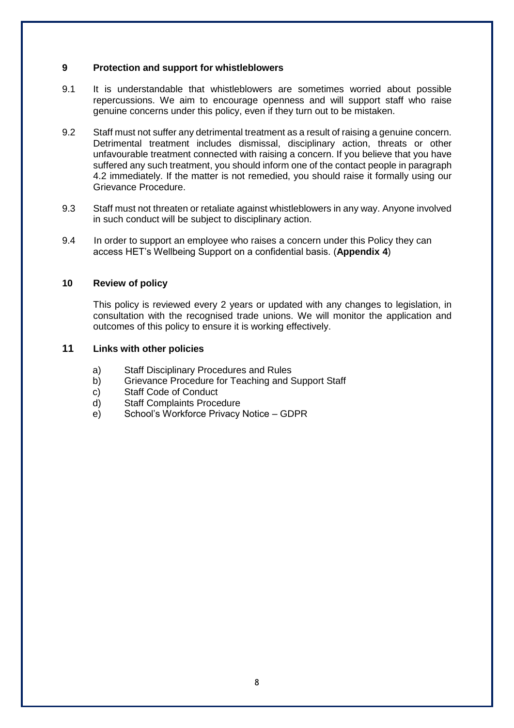## 9 Protection and support for whistleblowers

9.1 It is understandable that whistleblowers are sometimes worried about possible repercussions. We aim to encourage openness and will support staff who raise genuine concerns under this policy, even if they turn out to be mistaken.

9.2 Staff must not suffer any detrimental treatment as a result of raising a genuine concern. Detrimental treatment includes dismissal, disciplinary action, threats or other unfavourable treatment connected with raising a concern. If you believe that you have suffered any such treatment, you should inform one of the contact people in paragraph 4.2 immediately. If the matter is not remedied, you should raise it formally using our Grievance Procedure.

9.3 Staff must not threaten or retaliate against whistleblowers in any way. Anyone involved in such conduct will be subject to disciplinary action.

9.4 In order to support an employee who raises a concern under this Policy they can access HET's Wellbeing Support on a confidential basis. (**Appendix 4**)

## 10 Review of policy

This policy is reviewed every 2 years or updated with any changes to legislation, in consultation with the recognised trade unions. We will monitor the application and outcomes of this policy to ensure it is working effectively.

## 11 Links with other policies

a) Staff Disciplinary Procedures and Rules
b) Grievance Procedure for Teaching and Support Staff
c) Staff Code of Conduct
d) Staff Complaints Procedure
e) School's Workforce Privacy Notice – GDPR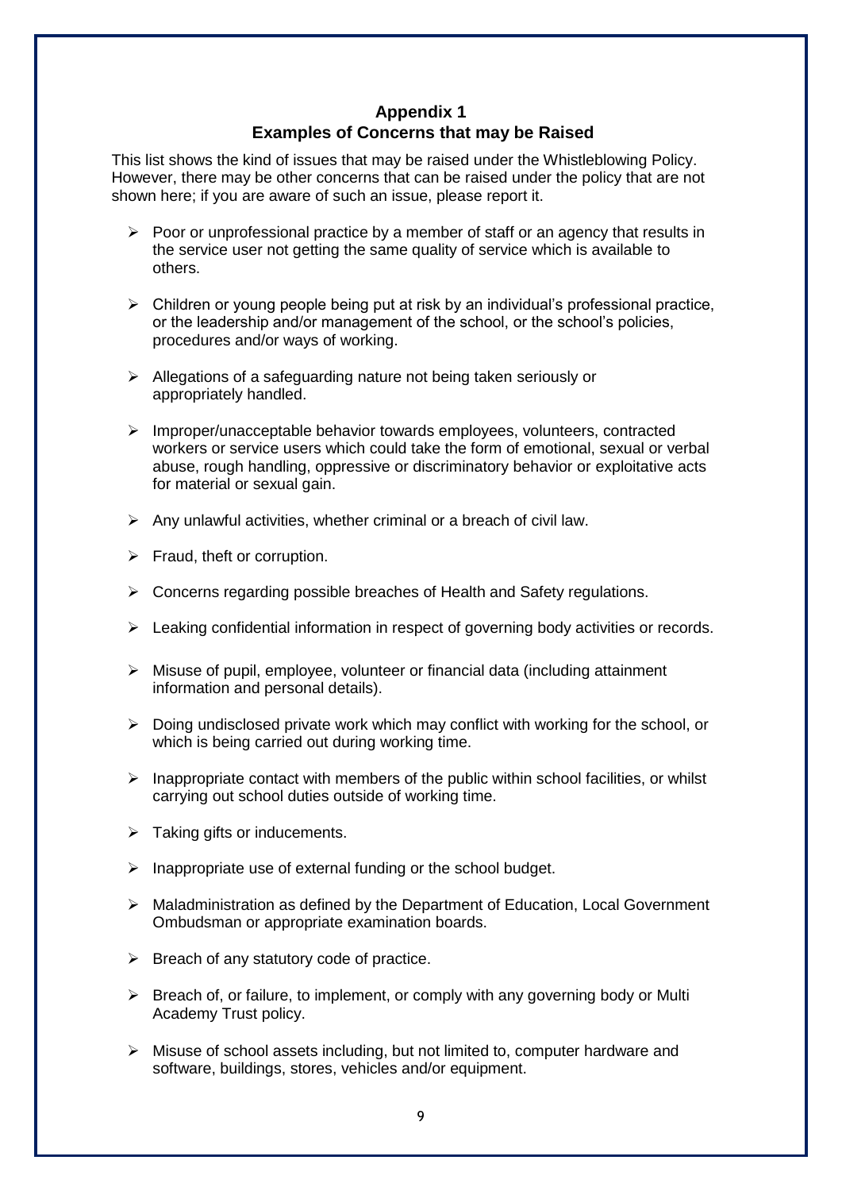## Appendix 1
## Examples of Concerns that may be Raised

This list shows the kind of issues that may be raised under the Whistleblowing Policy. However, there may be other concerns that can be raised under the policy that are not shown here; if you are aware of such an issue, please report it.

- Poor or unprofessional practice by a member of staff or an agency that results in the service user not getting the same quality of service which is available to others.
- Children or young people being put at risk by an individual's professional practice, or the leadership and/or management of the school, or the school's policies, procedures and/or ways of working.
- Allegations of a safeguarding nature not being taken seriously or appropriately handled.
- Improper/unacceptable behavior towards employees, volunteers, contracted workers or service users which could take the form of emotional, sexual or verbal abuse, rough handling, oppressive or discriminatory behavior or exploitative acts for material or sexual gain.
- Any unlawful activities, whether criminal or a breach of civil law.
- Fraud, theft or corruption.
- Concerns regarding possible breaches of Health and Safety regulations.
- Leaking confidential information in respect of governing body activities or records.
- Misuse of pupil, employee, volunteer or financial data (including attainment information and personal details).
- Doing undisclosed private work which may conflict with working for the school, or which is being carried out during working time.
- Inappropriate contact with members of the public within school facilities, or whilst carrying out school duties outside of working time.
- Taking gifts or inducements.
- Inappropriate use of external funding or the school budget.
- Maladministration as defined by the Department of Education, Local Government Ombudsman or appropriate examination boards.
- Breach of any statutory code of practice.
- Breach of, or failure, to implement, or comply with any governing body or Multi Academy Trust policy.
- Misuse of school assets including, but not limited to, computer hardware and software, buildings, stores, vehicles and/or equipment.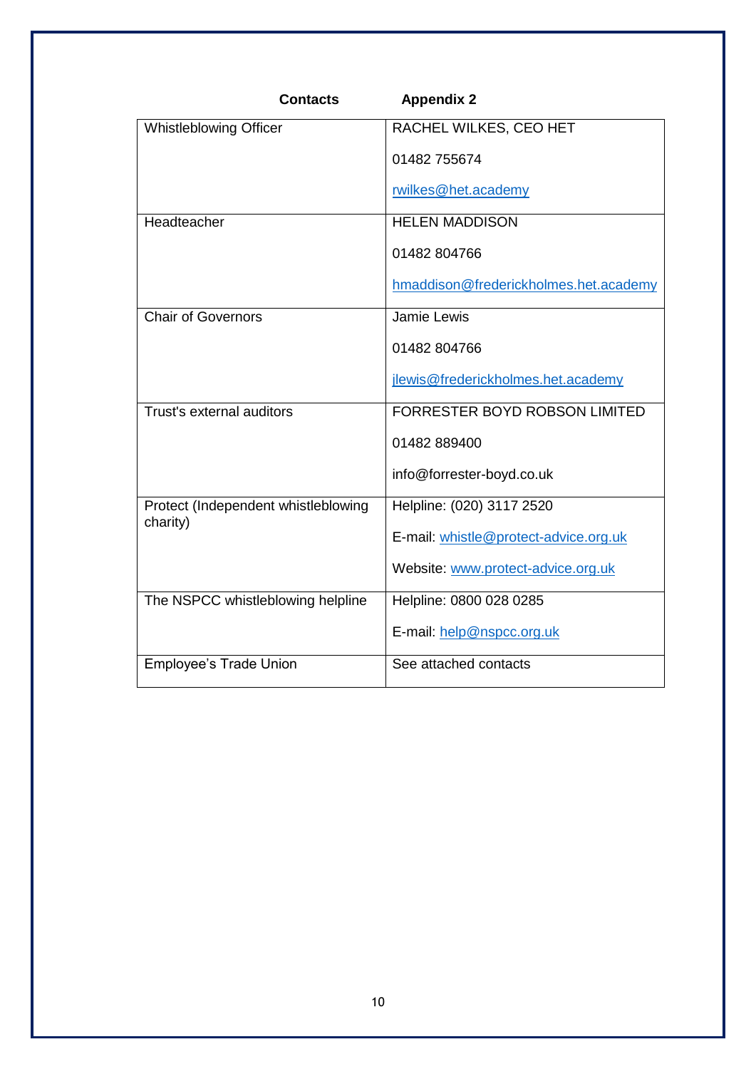**Contacts** **Appendix 2**

| | |
|---|---|
| Whistleblowing Officer | RACHEL WILKES, CEO HET<br><br>01482 755674<br><br>rwilkes@het.academy |
| Headteacher | HELEN MADDISON<br><br>01482 804766<br><br>hmaddison@frederickholmes.het.academy |
| Chair of Governors | Jamie Lewis<br><br>01482 804766<br><br>jlewis@frederickholmes.het.academy |
| Trust's external auditors | FORRESTER BOYD ROBSON LIMITED<br><br>01482 889400<br><br>info@forrester-boyd.co.uk |
| Protect (Independent whistleblowing charity) | Helpline: (020) 3117 2520<br><br>E-mail: whistle@protect-advice.org.uk<br><br>Website: www.protect-advice.org.uk |
| The NSPCC whistleblowing helpline | Helpline: 0800 028 0285<br><br>E-mail: help@nspcc.org.uk |
| Employee's Trade Union | See attached contacts |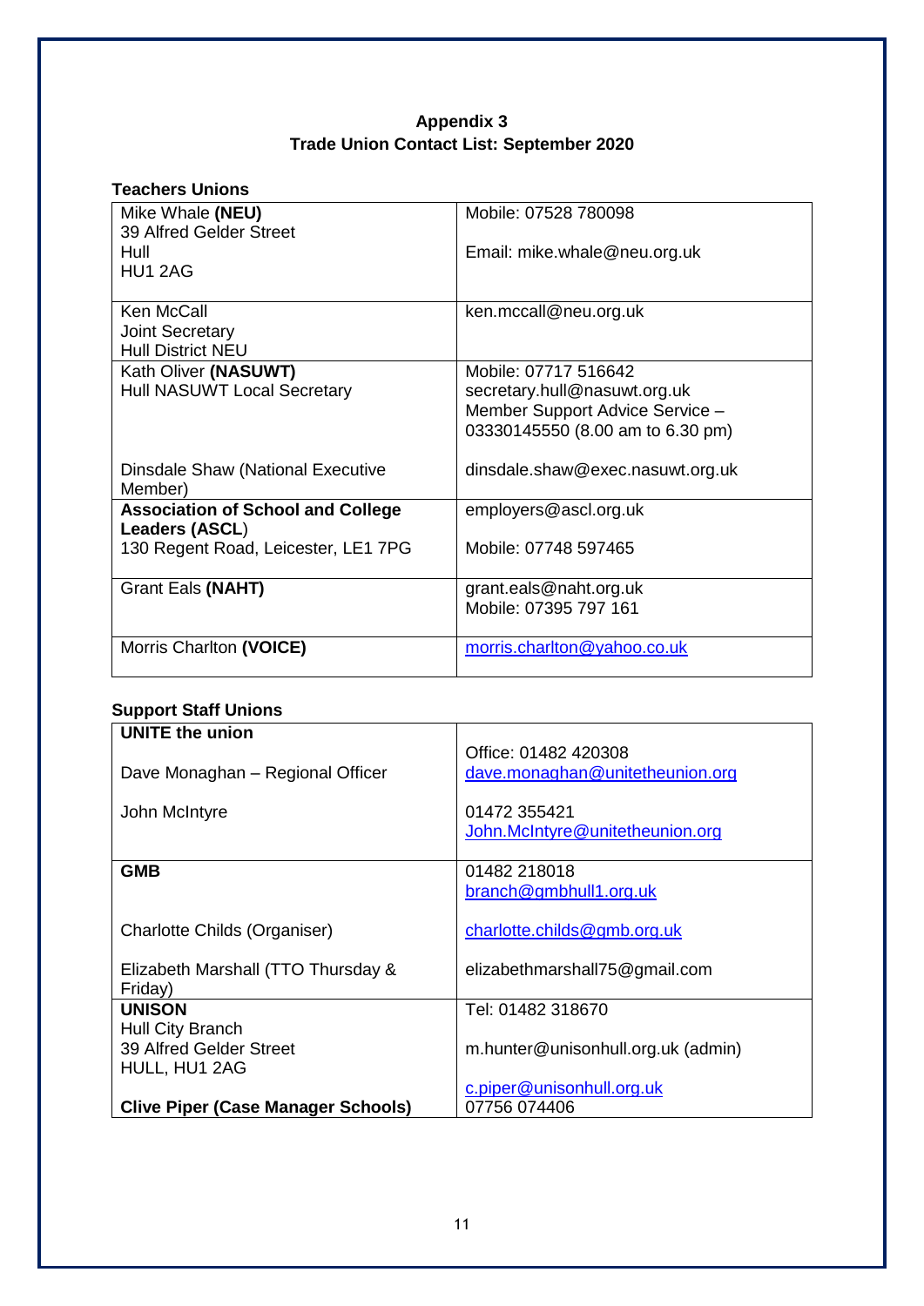**Appendix 3**
**Trade Union Contact List: September 2020**

**Teachers Unions**

| | |
|---|---|
| Mike Whale **(NEU)**<br>39 Alfred Gelder Street<br>Hull<br>HU1 2AG | Mobile: 07528 780098<br><br>Email: mike.whale@neu.org.uk |
| Ken McCall<br>Joint Secretary<br>Hull District NEU | ken.mccall@neu.org.uk |
| Kath Oliver **(NASUWT)**<br>Hull NASUWT Local Secretary<br><br>Dinsdale Shaw (National Executive Member) | Mobile: 07717 516642<br>secretary.hull@nasuwt.org.uk<br>Member Support Advice Service – 03330145550 (8.00 am to 6.30 pm)<br><br>dinsdale.shaw@exec.nasuwt.org.uk |
| **Association of School and College Leaders (ASCL**)<br>130 Regent Road, Leicester, LE1 7PG | employers@ascl.org.uk<br><br>Mobile: 07748 597465 |
| Grant Eals **(NAHT)** | grant.eals@naht.org.uk<br>Mobile: 07395 797 161 |
| Morris Charlton **(VOICE)** | morris.charlton@yahoo.co.uk |

**Support Staff Unions**

| | |
|---|---|
| **UNITE the union**<br><br>Dave Monaghan – Regional Officer<br><br>John McIntyre | <br>Office: 01482 420308<br>dave.monaghan@unitetheunion.org<br><br>01472 355421<br>John.McIntyre@unitetheunion.org |
| **GMB**<br><br>Charlotte Childs (Organiser)<br><br>Elizabeth Marshall (TTO Thursday & Friday) | 01482 218018<br>branch@gmbhull1.org.uk<br><br>charlotte.childs@gmb.org.uk<br><br>elizabethmarshall75@gmail.com |
| **UNISON**<br>Hull City Branch<br>39 Alfred Gelder Street<br>HULL, HU1 2AG<br><br>**Clive Piper (Case Manager Schools)** | Tel: 01482 318670<br><br>m.hunter@unisonhull.org.uk (admin)<br><br>c.piper@unisonhull.org.uk<br>07756 074406 |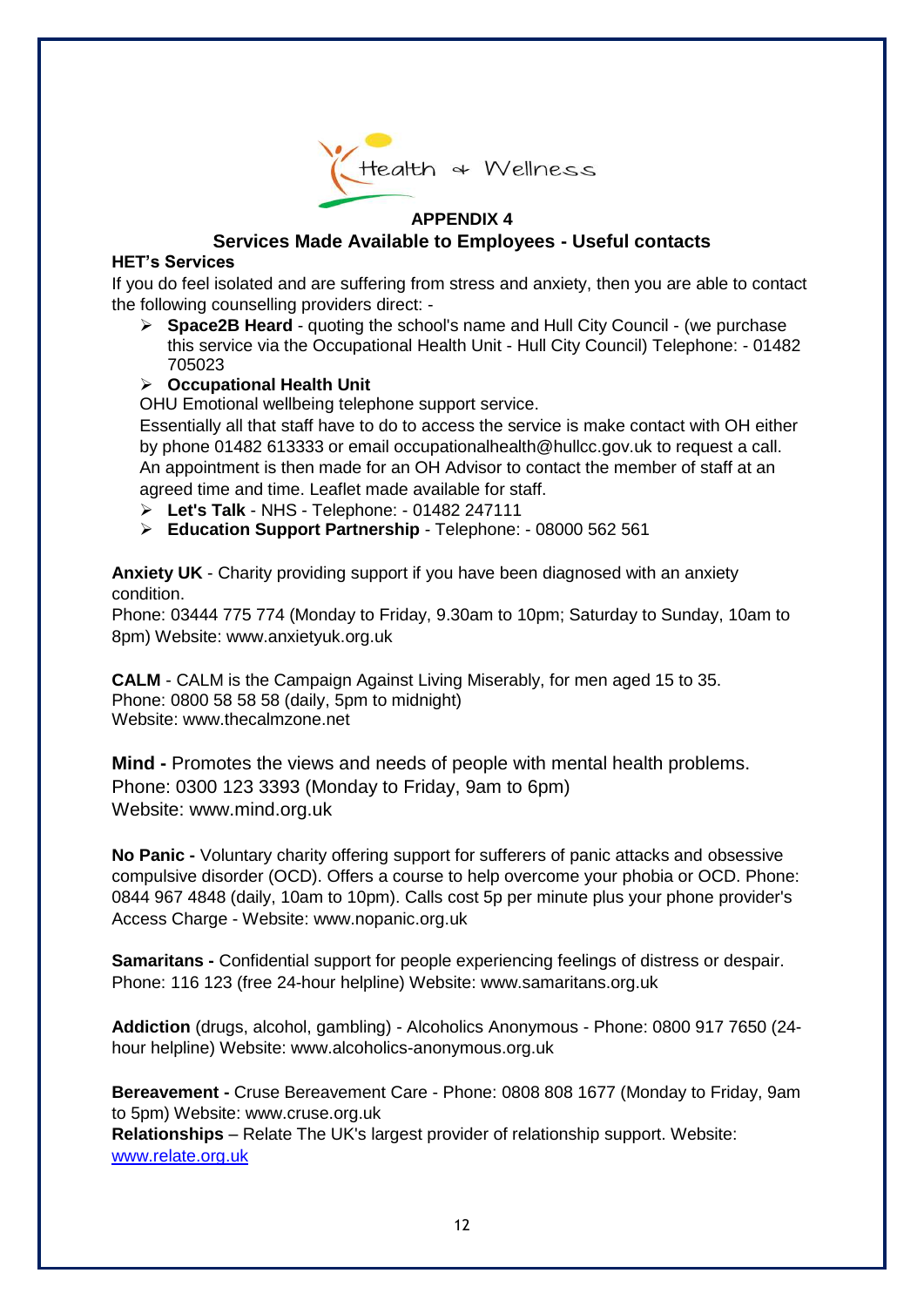Health & Wellness

## APPENDIX 4

## Services Made Available to Employees - Useful contacts

**HET's Services**

If you do feel isolated and are suffering from stress and anxiety, then you are able to contact the following counselling providers direct: -

- **Space2B Heard** - quoting the school's name and Hull City Council - (we purchase this service via the Occupational Health Unit - Hull City Council) Telephone: - 01482 705023
- **Occupational Health Unit**

  OHU Emotional wellbeing telephone support service.

  Essentially all that staff have to do to access the service is make contact with OH either by phone 01482 613333 or email occupationalhealth@hullcc.gov.uk to request a call. An appointment is then made for an OH Advisor to contact the member of staff at an agreed time and time. Leaflet made available for staff.
- **Let's Talk** - NHS - Telephone: - 01482 247111
- **Education Support Partnership** - Telephone: - 08000 562 561

**Anxiety UK** - Charity providing support if you have been diagnosed with an anxiety condition.
Phone: 03444 775 774 (Monday to Friday, 9.30am to 10pm; Saturday to Sunday, 10am to 8pm) Website: www.anxietyuk.org.uk

**CALM** - CALM is the Campaign Against Living Miserably, for men aged 15 to 35.
Phone: 0800 58 58 58 (daily, 5pm to midnight)
Website: www.thecalmzone.net

**Mind -** Promotes the views and needs of people with mental health problems.
Phone: 0300 123 3393 (Monday to Friday, 9am to 6pm)
Website: www.mind.org.uk

**No Panic -** Voluntary charity offering support for sufferers of panic attacks and obsessive compulsive disorder (OCD). Offers a course to help overcome your phobia or OCD. Phone: 0844 967 4848 (daily, 10am to 10pm). Calls cost 5p per minute plus your phone provider's Access Charge - Website: www.nopanic.org.uk

**Samaritans -** Confidential support for people experiencing feelings of distress or despair. Phone: 116 123 (free 24-hour helpline) Website: www.samaritans.org.uk

**Addiction** (drugs, alcohol, gambling) - Alcoholics Anonymous - Phone: 0800 917 7650 (24-hour helpline) Website: www.alcoholics-anonymous.org.uk

**Bereavement -** Cruse Bereavement Care - Phone: 0808 808 1677 (Monday to Friday, 9am to 5pm) Website: www.cruse.org.uk
**Relationships** – Relate The UK's largest provider of relationship support. Website: [www.relate.org.uk](http://www.relate.org.uk)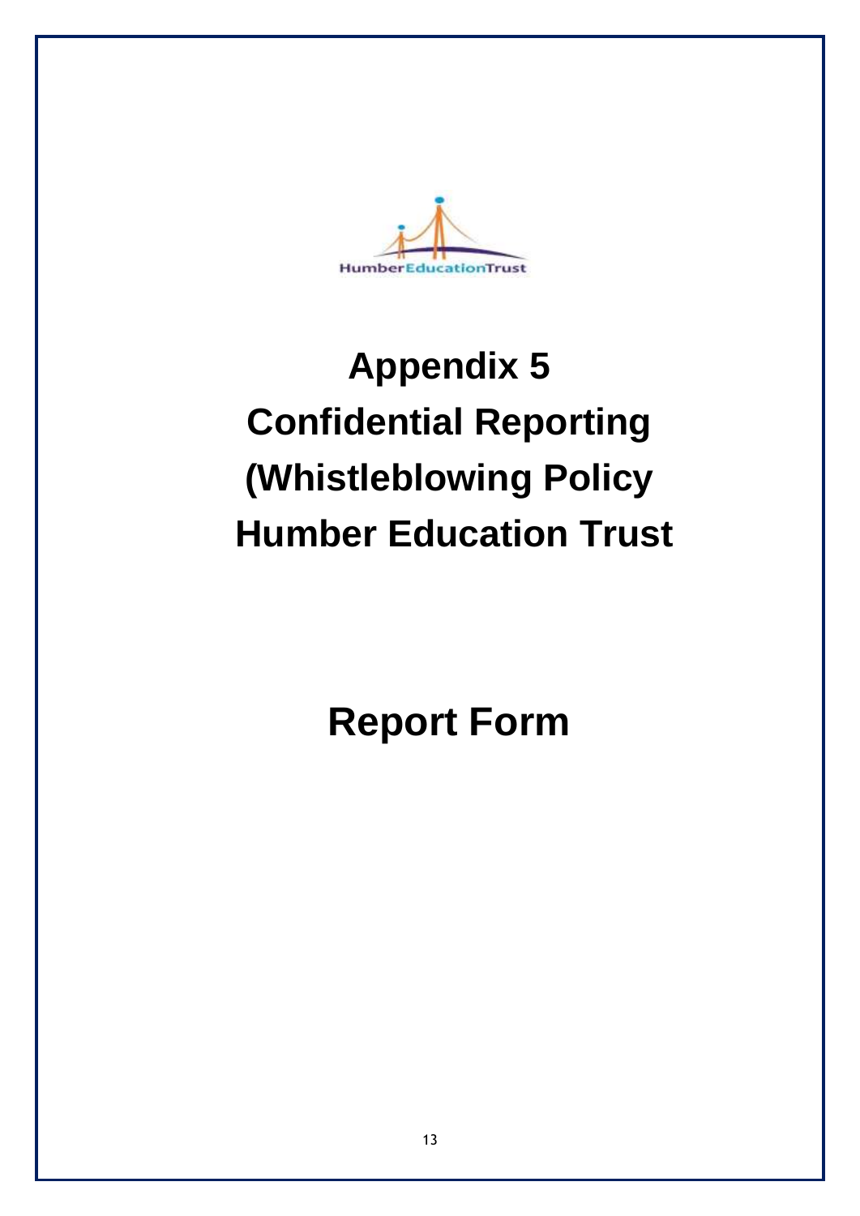# Appendix 5
# Confidential Reporting
# (Whistleblowing Policy
# Humber Education Trust

# Report Form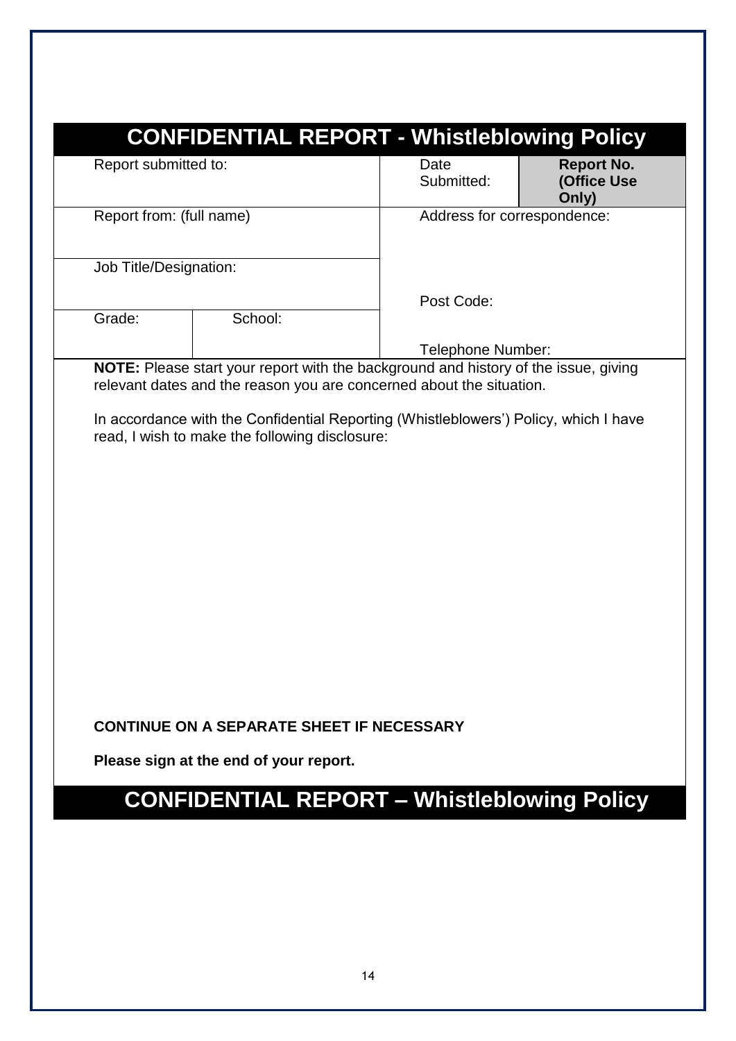# CONFIDENTIAL REPORT - Whistleblowing Policy

| Report submitted to: | | Date Submitted: | **Report No. (Office Use Only)** |
|---|---|---|---|
| Report from: (full name) | | Address for correspondence: | |
| Job Title/Designation: | | Post Code: | |
| Grade: | School: | Telephone Number: | |

**NOTE:** Please start your report with the background and history of the issue, giving relevant dates and the reason you are concerned about the situation.

In accordance with the Confidential Reporting (Whistleblowers') Policy, which I have read, I wish to make the following disclosure:

**CONTINUE ON A SEPARATE SHEET IF NECESSARY**

**Please sign at the end of your report.**

# CONFIDENTIAL REPORT – Whistleblowing Policy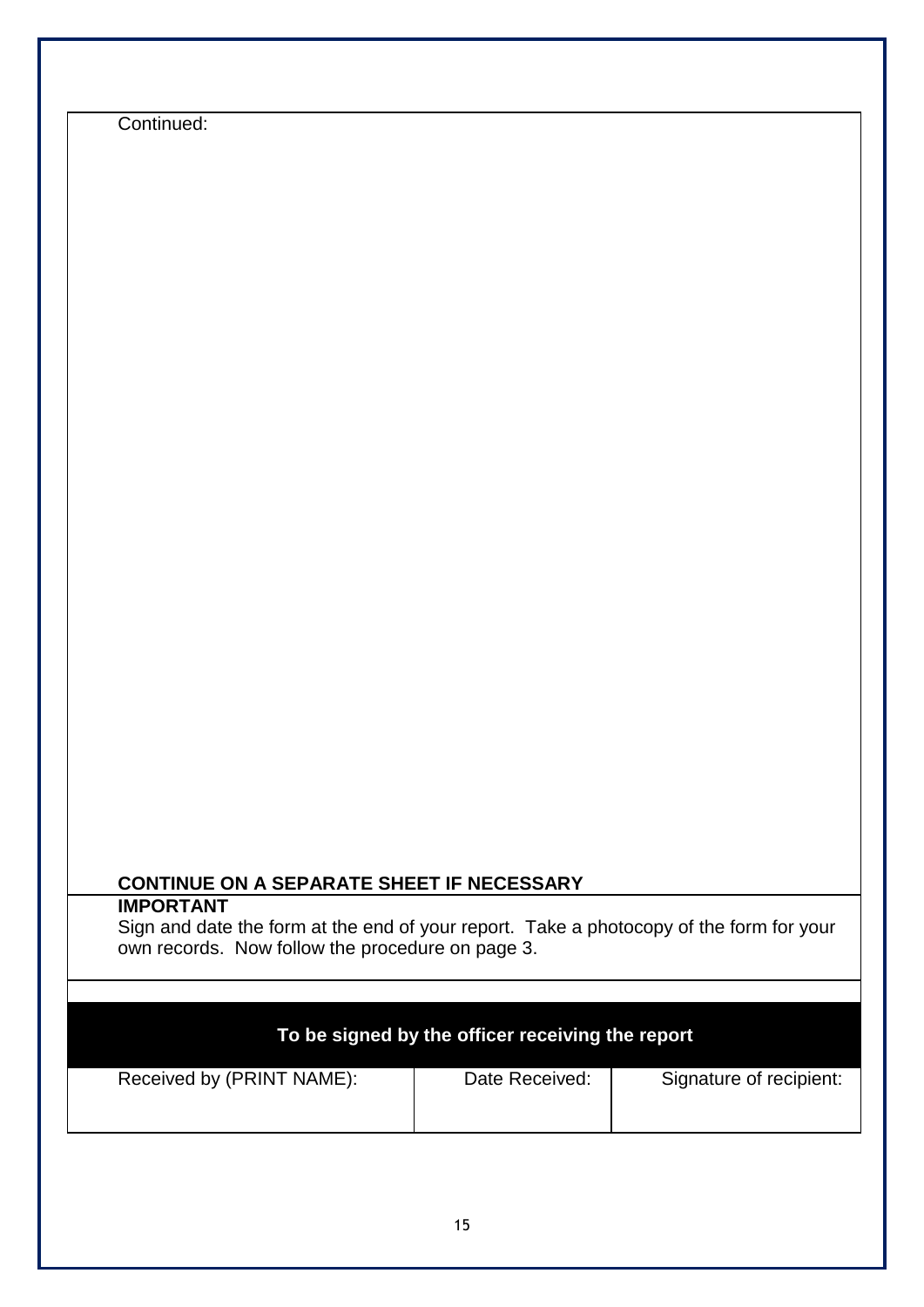Continued:

**CONTINUE ON A SEPARATE SHEET IF NECESSARY**

**IMPORTANT**

Sign and date the form at the end of your report. Take a photocopy of the form for your own records. Now follow the procedure on page 3.

| To be signed by the officer receiving the report | | |
|---|---|---|
| Received by (PRINT NAME): | Date Received: | Signature of recipient: |
| | | |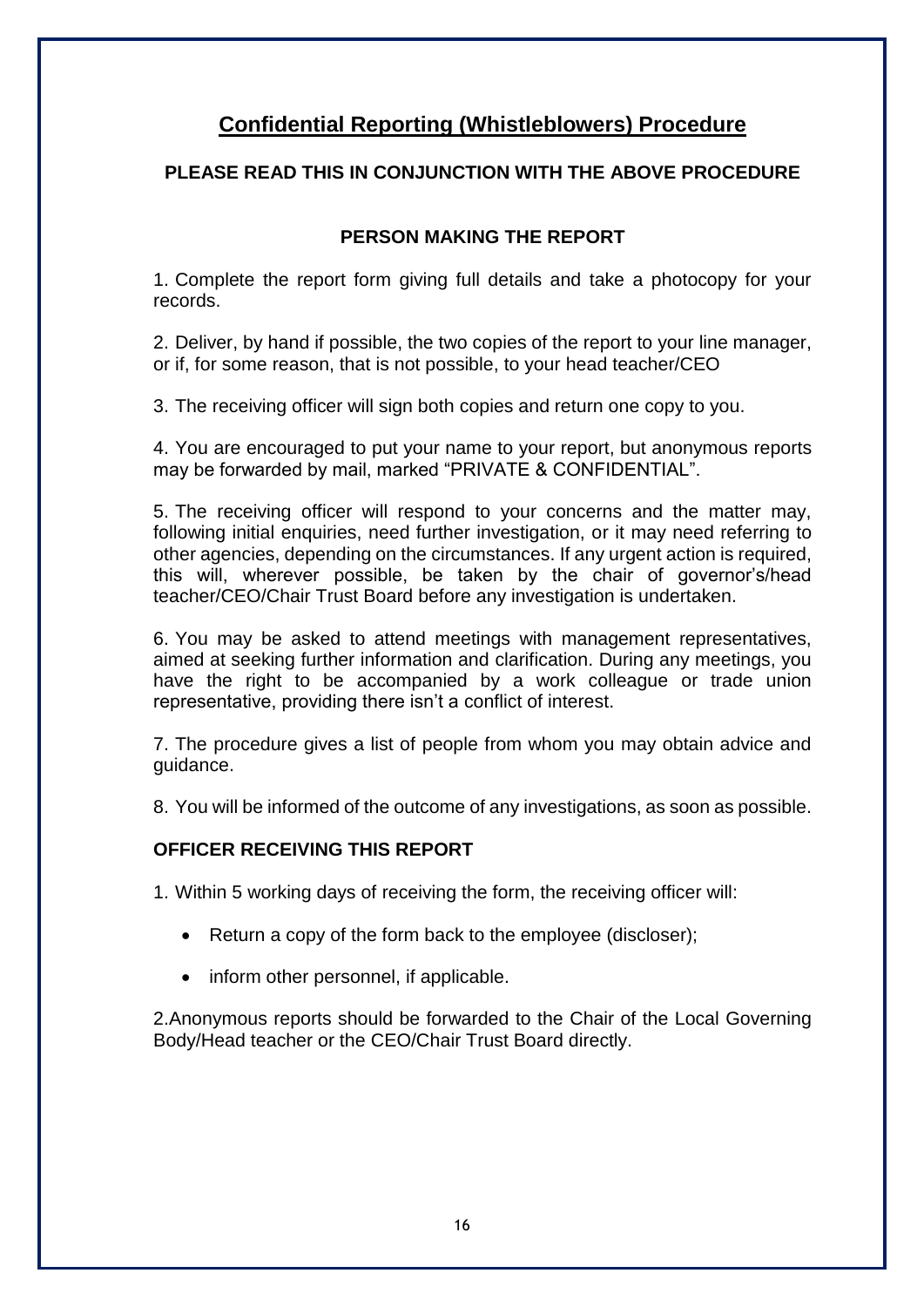# Confidential Reporting (Whistleblowers) Procedure

## PLEASE READ THIS IN CONJUNCTION WITH THE ABOVE PROCEDURE

### PERSON MAKING THE REPORT

1. Complete the report form giving full details and take a photocopy for your records.

2. Deliver, by hand if possible, the two copies of the report to your line manager, or if, for some reason, that is not possible, to your head teacher/CEO

3. The receiving officer will sign both copies and return one copy to you.

4. You are encouraged to put your name to your report, but anonymous reports may be forwarded by mail, marked "PRIVATE & CONFIDENTIAL".

5. The receiving officer will respond to your concerns and the matter may, following initial enquiries, need further investigation, or it may need referring to other agencies, depending on the circumstances. If any urgent action is required, this will, wherever possible, be taken by the chair of governor's/head teacher/CEO/Chair Trust Board before any investigation is undertaken.

6. You may be asked to attend meetings with management representatives, aimed at seeking further information and clarification. During any meetings, you have the right to be accompanied by a work colleague or trade union representative, providing there isn't a conflict of interest.

7. The procedure gives a list of people from whom you may obtain advice and guidance.

8. You will be informed of the outcome of any investigations, as soon as possible.

### OFFICER RECEIVING THIS REPORT

1. Within 5 working days of receiving the form, the receiving officer will:

   - Return a copy of the form back to the employee (discloser);
   - inform other personnel, if applicable.

2. Anonymous reports should be forwarded to the Chair of the Local Governing Body/Head teacher or the CEO/Chair Trust Board directly.